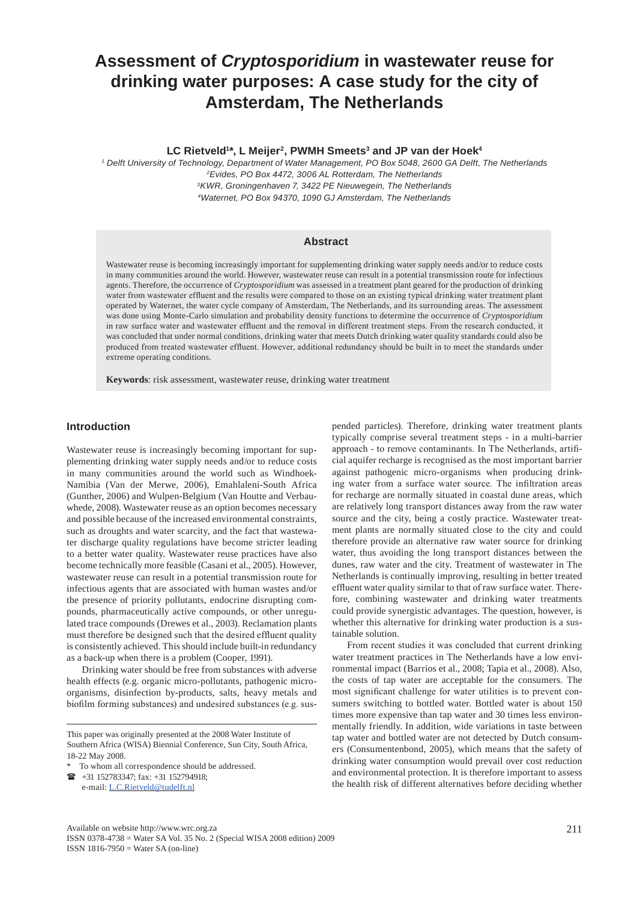# Assessment of *Cryptosporidium* in wastewater reuse for drinking water purposes: A case study for the city of Amsterdam, The Netherlands

**LC Rietveld[1]\*, L Meijer[2], PWMH Smeets[3] and JP van der Hoek[4]**

*[1] Delft University of Technology, Department of Water Management, PO Box 5048, 2600 GA Delft, The Netherlands*
*[2]Evides, PO Box 4472, 3006 AL Rotterdam, The Netherlands*
*[3]KWR, Groningenhaven 7, 3422 PE Nieuwegein, The Netherlands*
*[4]Waternet, PO Box 94370, 1090 GJ Amsterdam, The Netherlands*

## Abstract

Wastewater reuse is becoming increasingly important for supplementing drinking water supply needs and/or to reduce costs in many communities around the world. However, wastewater reuse can result in a potential transmission route for infectious agents. Therefore, the occurrence of *Cryptosporidium* was assessed in a treatment plant geared for the production of drinking water from wastewater effluent and the results were compared to those on an existing typical drinking water treatment plant operated by Waternet, the water cycle company of Amsterdam, The Netherlands, and its surrounding areas. The assessment was done using Monte-Carlo simulation and probability density functions to determine the occurrence of *Cryptosporidium* in raw surface water and wastewater effluent and the removal in different treatment steps. From the research conducted, it was concluded that under normal conditions, drinking water that meets Dutch drinking water quality standards could also be produced from treated wastewater effluent. However, additional redundancy should be built in to meet the standards under extreme operating conditions.

**Keywords**: risk assessment, wastewater reuse, drinking water treatment

## Introduction

Wastewater reuse is increasingly becoming important for supplementing drinking water supply needs and/or to reduce costs in many communities around the world such as Windhoek-Namibia (Van der Merwe, 2006), Emahlaleni-South Africa (Gunther, 2006) and Wulpen-Belgium (Van Houtte and Verbauwhede, 2008). Wastewater reuse as an option becomes necessary and possible because of the increased environmental constraints, such as droughts and water scarcity, and the fact that wastewater discharge quality regulations have become stricter leading to a better water quality. Wastewater reuse practices have also become technically more feasible (Casani et al., 2005). However, wastewater reuse can result in a potential transmission route for infectious agents that are associated with human wastes and/or the presence of priority pollutants, endocrine disrupting compounds, pharmaceutically active compounds, or other unregulated trace compounds (Drewes et al., 2003). Reclamation plants must therefore be designed such that the desired effluent quality is consistently achieved. This should include built-in redundancy as a back-up when there is a problem (Cooper, 1991).

Drinking water should be free from substances with adverse health effects (e.g. organic micro-pollutants, pathogenic micro-organisms, disinfection by-products, salts, heavy metals and biofilm forming substances) and undesired substances (e.g. suspended particles). Therefore, drinking water treatment plants typically comprise several treatment steps - in a multi-barrier approach - to remove contaminants. In The Netherlands, artificial aquifer recharge is recognised as the most important barrier against pathogenic micro-organisms when producing drinking water from a surface water source. The infiltration areas for recharge are normally situated in coastal dune areas, which are relatively long transport distances away from the raw water source and the city, being a costly practice. Wastewater treatment plants are normally situated close to the city and could therefore provide an alternative raw water source for drinking water, thus avoiding the long transport distances between the dunes, raw water and the city. Treatment of wastewater in The Netherlands is continually improving, resulting in better treated effluent water quality similar to that of raw surface water. Therefore, combining wastewater and drinking water treatments could provide synergistic advantages. The question, however, is whether this alternative for drinking water production is a sustainable solution.

From recent studies it was concluded that current drinking water treatment practices in The Netherlands have a low environmental impact (Barrios et al., 2008; Tapia et al., 2008). Also, the costs of tap water are acceptable for the consumers. The most significant challenge for water utilities is to prevent consumers switching to bottled water. Bottled water is about 150 times more expensive than tap water and 30 times less environmentally friendly. In addition, wide variations in taste between tap water and bottled water are not detected by Dutch consumers (Consumentenbond, 2005), which means that the safety of drinking water consumption would prevail over cost reduction and environmental protection. It is therefore important to assess the health risk of different alternatives before deciding whether

---

This paper was originally presented at the 2008 Water Institute of Southern Africa (WISA) Biennial Conference, Sun City, South Africa, 18-22 May 2008.

\* To whom all correspondence should be addressed.

☎ +31 152783347; fax: +31 152794918;
e-mail: L.C.Rietveld@tudelft.nl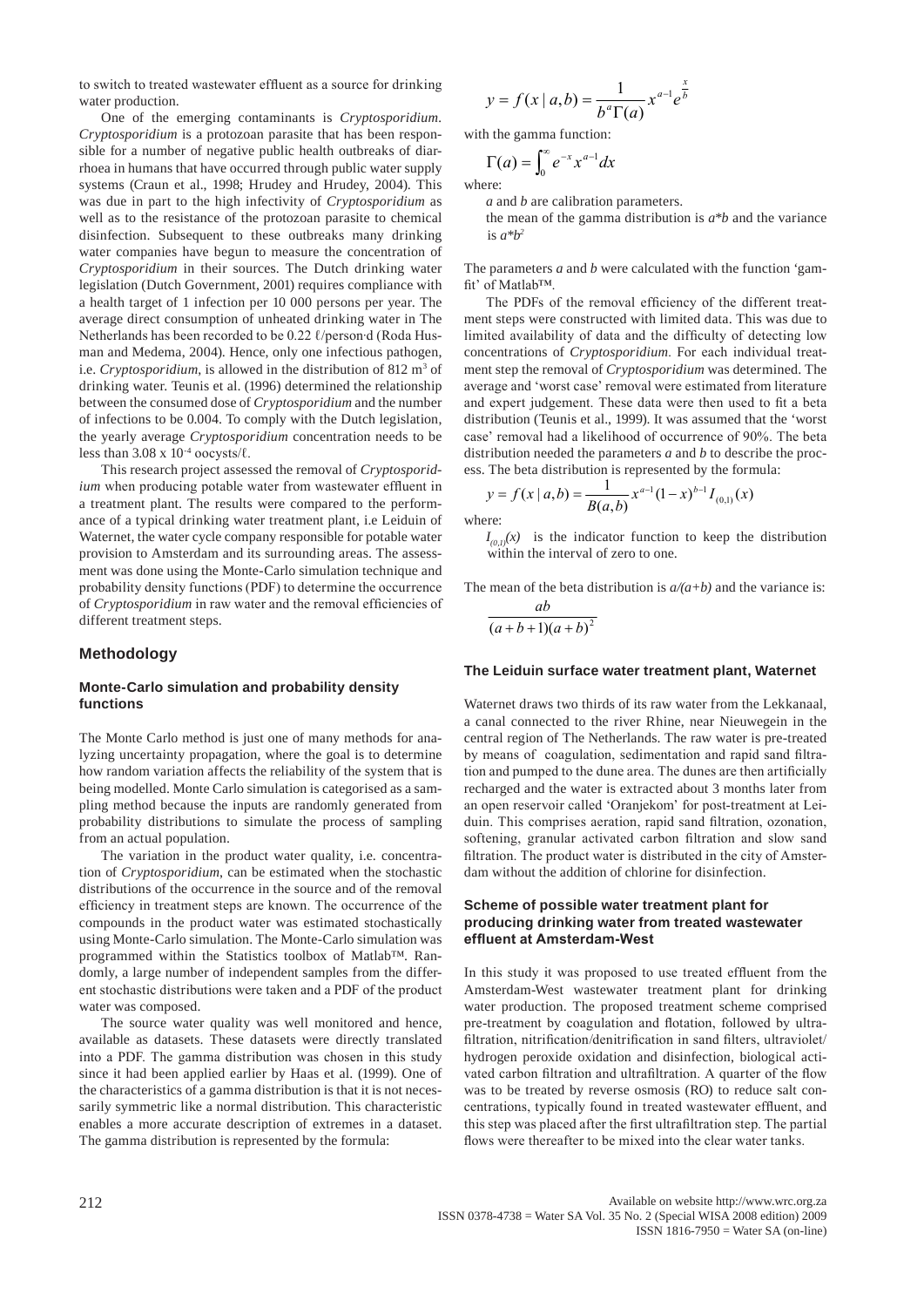to switch to treated wastewater effluent as a source for drinking water production.

One of the emerging contaminants is *Cryptosporidium*. *Cryptosporidium* is a protozoan parasite that has been responsible for a number of negative public health outbreaks of diarrhoea in humans that have occurred through public water supply systems (Craun et al., 1998; Hrudey and Hrudey, 2004). This was due in part to the high infectivity of *Cryptosporidium* as well as to the resistance of the protozoan parasite to chemical disinfection. Subsequent to these outbreaks many drinking water companies have begun to measure the concentration of *Cryptosporidium* in their sources. The Dutch drinking water legislation (Dutch Government, 2001) requires compliance with a health target of 1 infection per 10 000 persons per year. The average direct consumption of unheated drinking water in The Netherlands has been recorded to be 0.22 ℓ/person·d (Roda Husman and Medema, 2004). Hence, only one infectious pathogen, i.e. *Cryptosporidium*, is allowed in the distribution of 812 $m^3$ of drinking water. Teunis et al. (1996) determined the relationship between the consumed dose of *Cryptosporidium* and the number of infections to be 0.004. To comply with the Dutch legislation, the yearly average *Cryptosporidium* concentration needs to be less than $3.08 \times 10^{-4}$ oocysts/ℓ.

This research project assessed the removal of *Cryptosporidium* when producing potable water from wastewater effluent in a treatment plant. The results were compared to the performance of a typical drinking water treatment plant, i.e Leiduin of Waternet, the water cycle company responsible for potable water provision to Amsterdam and its surrounding areas. The assessment was done using the Monte-Carlo simulation technique and probability density functions (PDF) to determine the occurrence of *Cryptosporidium* in raw water and the removal efficiencies of different treatment steps.

## Methodology

### Monte-Carlo simulation and probability density functions

The Monte Carlo method is just one of many methods for analyzing uncertainty propagation, where the goal is to determine how random variation affects the reliability of the system that is being modelled. Monte Carlo simulation is categorised as a sampling method because the inputs are randomly generated from probability distributions to simulate the process of sampling from an actual population.

The variation in the product water quality, i.e. concentration of *Cryptosporidium*, can be estimated when the stochastic distributions of the occurrence in the source and of the removal efficiency in treatment steps are known. The occurrence of the compounds in the product water was estimated stochastically using Monte-Carlo simulation. The Monte-Carlo simulation was programmed within the Statistics toolbox of Matlab™. Randomly, a large number of independent samples from the different stochastic distributions were taken and a PDF of the product water was composed.

The source water quality was well monitored and hence, available as datasets. These datasets were directly translated into a PDF. The gamma distribution was chosen in this study since it had been applied earlier by Haas et al. (1999). One of the characteristics of a gamma distribution is that it is not necessarily symmetric like a normal distribution. This characteristic enables a more accurate description of extremes in a dataset. The gamma distribution is represented by the formula:

$$y = f(x \mid a, b) = \frac{1}{b^a \Gamma(a)} x^{a-1} e^{\frac{x}{b}}$$

with the gamma function:

$$\Gamma(a) = \int_0^{\infty} e^{-x} x^{a-1} dx$$

where:

*a* and *b* are calibration parameters.

the mean of the gamma distribution is $a*b$ and the variance is $a*b^2$

The parameters *a* and *b* were calculated with the function 'gamfit' of Matlab™.

The PDFs of the removal efficiency of the different treatment steps were constructed with limited data. This was due to limited availability of data and the difficulty of detecting low concentrations of *Cryptosporidium*. For each individual treatment step the removal of *Cryptosporidium* was determined. The average and 'worst case' removal were estimated from literature and expert judgement. These data were then used to fit a beta distribution (Teunis et al., 1999). It was assumed that the 'worst case' removal had a likelihood of occurrence of 90%. The beta distribution needed the parameters *a* and *b* to describe the process. The beta distribution is represented by the formula:

$$y = f(x \mid a, b) = \frac{1}{B(a,b)} x^{a-1} (1-x)^{b-1} I_{(0,1)}(x)$$

where:

$I_{(0,1)}(x)$ is the indicator function to keep the distribution within the interval of zero to one.

The mean of the beta distribution is $a/(a+b)$ and the variance is:

$$\frac{ab}{(a+b+1)(a+b)^2}$$

### The Leiduin surface water treatment plant, Waternet

Waternet draws two thirds of its raw water from the Lekkanaal, a canal connected to the river Rhine, near Nieuwegein in the central region of The Netherlands. The raw water is pre-treated by means of coagulation, sedimentation and rapid sand filtration and pumped to the dune area. The dunes are then artificially recharged and the water is extracted about 3 months later from an open reservoir called 'Oranjekom' for post-treatment at Leiduin. This comprises aeration, rapid sand filtration, ozonation, softening, granular activated carbon filtration and slow sand filtration. The product water is distributed in the city of Amsterdam without the addition of chlorine for disinfection.

### Scheme of possible water treatment plant for producing drinking water from treated wastewater effluent at Amsterdam-West

In this study it was proposed to use treated effluent from the Amsterdam-West wastewater treatment plant for drinking water production. The proposed treatment scheme comprised pre-treatment by coagulation and flotation, followed by ultrafiltration, nitrification/denitrification in sand filters, ultraviolet/hydrogen peroxide oxidation and disinfection, biological activated carbon filtration and ultrafiltration. A quarter of the flow was to be treated by reverse osmosis (RO) to reduce salt concentrations, typically found in treated wastewater effluent, and this step was placed after the first ultrafiltration step. The partial flows were thereafter to be mixed into the clear water tanks.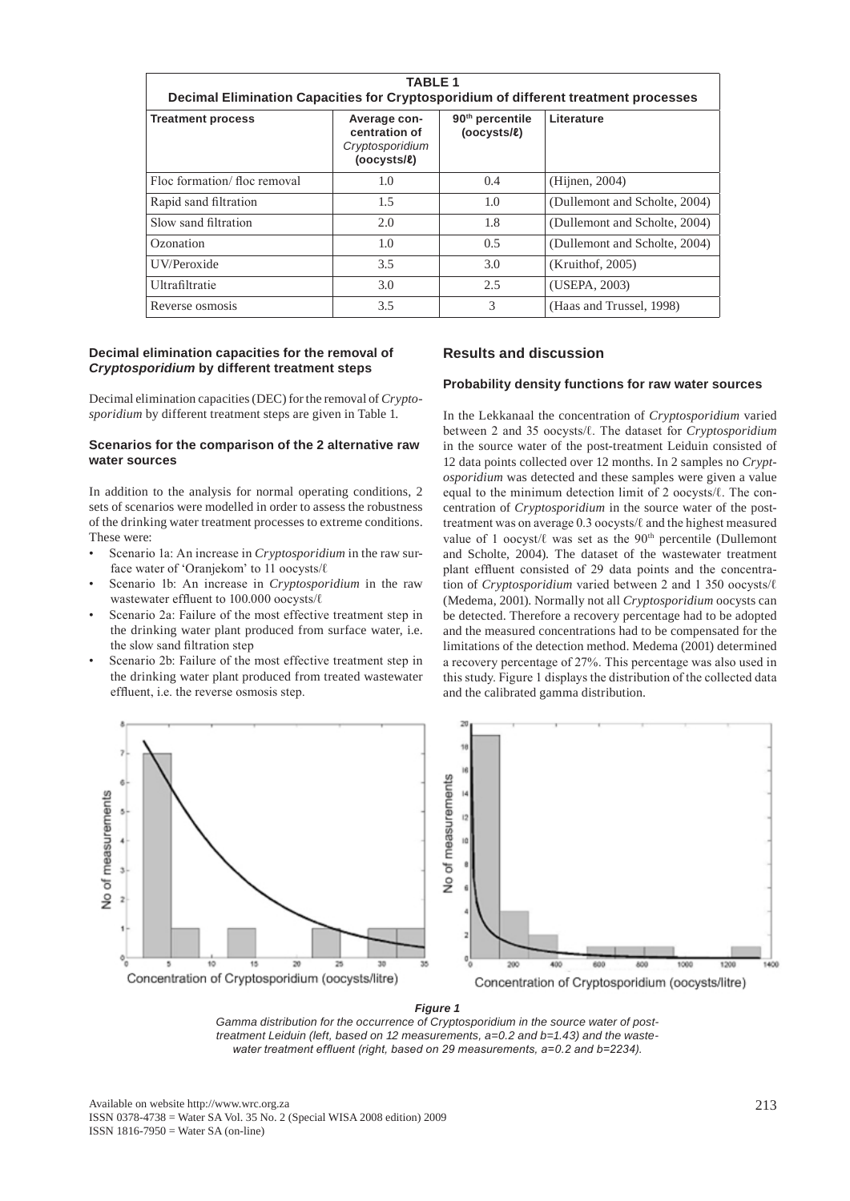**TABLE 1**
**Decimal Elimination Capacities for Cryptosporidium of different treatment processes**

| Treatment process | Average concentration of *Cryptosporidium* (oocysts/ℓ) | 90th percentile (oocysts/ℓ) | Literature |
|---|---|---|---|
| Floc formation/ floc removal | 1.0 | 0.4 | (Hijnen, 2004) |
| Rapid sand filtration | 1.5 | 1.0 | (Dullemont and Scholte, 2004) |
| Slow sand filtration | 2.0 | 1.8 | (Dullemont and Scholte, 2004) |
| Ozonation | 1.0 | 0.5 | (Dullemont and Scholte, 2004) |
| UV/Peroxide | 3.5 | 3.0 | (Kruithof, 2005) |
| Ultrafiltratie | 3.0 | 2.5 | (USEPA, 2003) |
| Reverse osmosis | 3.5 | 3 | (Haas and Trussel, 1998) |

### Decimal elimination capacities for the removal of *Cryptosporidium* by different treatment steps

Decimal elimination capacities (DEC) for the removal of *Cryptosporidium* by different treatment steps are given in Table 1.

### Scenarios for the comparison of the 2 alternative raw water sources

In addition to the analysis for normal operating conditions, 2 sets of scenarios were modelled in order to assess the robustness of the drinking water treatment processes to extreme conditions. These were:

- Scenario 1a: An increase in *Cryptosporidium* in the raw surface water of 'Oranjekom' to 11 oocysts/ℓ
- Scenario 1b: An increase in *Cryptosporidium* in the raw wastewater effluent to 100.000 oocysts/ℓ
- Scenario 2a: Failure of the most effective treatment step in the drinking water plant produced from surface water, i.e. the slow sand filtration step
- Scenario 2b: Failure of the most effective treatment step in the drinking water plant produced from treated wastewater effluent, i.e. the reverse osmosis step.

## Results and discussion

### Probability density functions for raw water sources

In the Lekkanaal the concentration of *Cryptosporidium* varied between 2 and 35 oocysts/ℓ. The dataset for *Cryptosporidium* in the source water of the post-treatment Leiduin consisted of 12 data points collected over 12 months. In 2 samples no *Cryptosporidium* was detected and these samples were given a value equal to the minimum detection limit of 2 oocysts/ℓ. The concentration of *Cryptosporidium* in the source water of the post-treatment was on average 0.3 oocysts/ℓ and the highest measured value of 1 oocyst/ℓ was set as the 90th percentile (Dullemont and Scholte, 2004). The dataset of the wastewater treatment plant effluent consisted of 29 data points and the concentration of *Cryptosporidium* varied between 2 and 1 350 oocysts/ℓ (Medema, 2001). Normally not all *Cryptosporidium* oocysts can be detected. Therefore a recovery percentage had to be adopted and the measured concentrations had to be compensated for the limitations of the detection method. Medema (2001) determined a recovery percentage of 27%. This percentage was also used in this study. Figure 1 displays the distribution of the collected data and the calibrated gamma distribution.

***Figure 1***
*Gamma distribution for the occurrence of Cryptosporidium in the source water of post-treatment Leiduin (left, based on 12 measurements, a=0.2 and b=1.43) and the wastewater treatment effluent (right, based on 29 measurements, a=0.2 and b=2234).*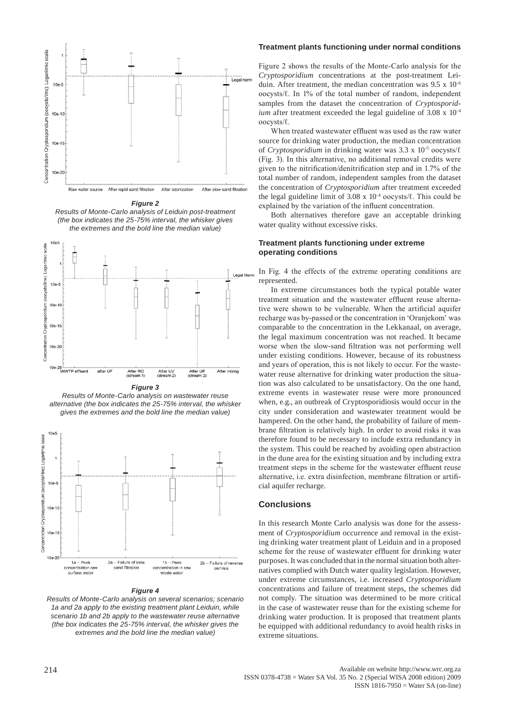Concentration Cryptosporidium (oocysts/litre); Logaritmic scale

1

10e-5

10e-10

10e-15

10e-20

Legal norm

Raw water source

After rapid sand filtration

After ozonization

After slow sand filtration

***Figure 2***

*Results of Monte-Carlo analysis of Leiduin post-treatment (the box indicates the 25-75% interval, the whisker gives the extremes and the bold line the median value)*

Concentration Cryptosporidium (oocysts/litre); Logaritmic scale

10e5

1

10e-5

10e-10

10e-15

10e-20

10e-25

Legal Norm

WWTP effluent

after UF

After RO (stream 1)

After UV (stream 2)

After UF (stream 2)

After mixing

***Figure 3***

*Results of Monte-Carlo analysis on wastewater reuse alternative (the box indicates the 25-75% interval, the whisker gives the extremes and the bold line the median value)*

Concentration Cryptosporidium (oocysts/litre); Logaritmic scale

10e5

1

10e-5

10e-10

10e-15

10e-20

1a – Peak concentration raw surface water

2a – Failure of slow sand filtration

1b – Peak concentration in raw waste water

2b – Failure of reverse osmosis

***Figure 4***

*Results of Monte-Carlo analysis on several scenarios; scenario 1a and 2a apply to the existing treatment plant Leiduin, while scenario 1b and 2b apply to the wastewater reuse alternative (the box indicates the 25-75% interval, the whisker gives the extremes and the bold line the median value)*

### Treatment plants functioning under normal conditions

Figure 2 shows the results of the Monte-Carlo analysis for the *Cryptosporidium* concentrations at the post-treatment Leiduin. After treatment, the median concentration was 9.5 x $10^{-6}$ oocysts/ℓ. In 1% of the total number of random, independent samples from the dataset the concentration of *Cryptosporidium* after treatment exceeded the legal guideline of 3.08 x $10^{-4}$ oocysts/ℓ.

When treated wastewater effluent was used as the raw water source for drinking water production, the median concentration of *Cryptosporidium* in drinking water was 3.3 x $10^{-5}$ oocysts/ℓ (Fig. 3). In this alternative, no additional removal credits were given to the nitrification/denitrification step and in 1.7% of the total number of random, independent samples from the dataset the concentration of *Cryptosporidium* after treatment exceeded the legal guideline limit of 3.08 x $10^{-4}$ oocysts/ℓ. This could be explained by the variation of the influent concentration.

Both alternatives therefore gave an acceptable drinking water quality without excessive risks.

### Treatment plants functioning under extreme operating conditions

In Fig. 4 the effects of the extreme operating conditions are represented.

In extreme circumstances both the typical potable water treatment situation and the wastewater effluent reuse alternative were shown to be vulnerable. When the artificial aquifer recharge was by-passed or the concentration in 'Oranjekom' was comparable to the concentration in the Lekkanaal, on average, the legal maximum concentration was not reached. It became worse when the slow-sand filtration was not performing well under existing conditions. However, because of its robustness and years of operation, this is not likely to occur. For the wastewater reuse alternative for drinking water production the situation was also calculated to be unsatisfactory. On the one hand, extreme events in wastewater reuse were more pronounced when, e.g., an outbreak of Cryptosporidiosis would occur in the city under consideration and wastewater treatment would be hampered. On the other hand, the probability of failure of membrane filtration is relatively high. In order to avoid risks it was therefore found to be necessary to include extra redundancy in the system. This could be reached by avoiding open abstraction in the dune area for the existing situation and by including extra treatment steps in the scheme for the wastewater effluent reuse alternative, i.e. extra disinfection, membrane filtration or artificial aquifer recharge.

## Conclusions

In this research Monte Carlo analysis was done for the assessment of *Cryptosporidium* occurrence and removal in the existing drinking water treatment plant of Leiduin and in a proposed scheme for the reuse of wastewater effluent for drinking water purposes. It was concluded that in the normal situation both alternatives complied with Dutch water quality legislation. However, under extreme circumstances, i.e. increased *Cryptosporidium* concentrations and failure of treatment steps, the schemes did not comply. The situation was determined to be more critical in the case of wastewater reuse than for the existing scheme for drinking water production. It is proposed that treatment plants be equipped with additional redundancy to avoid health risks in extreme situations.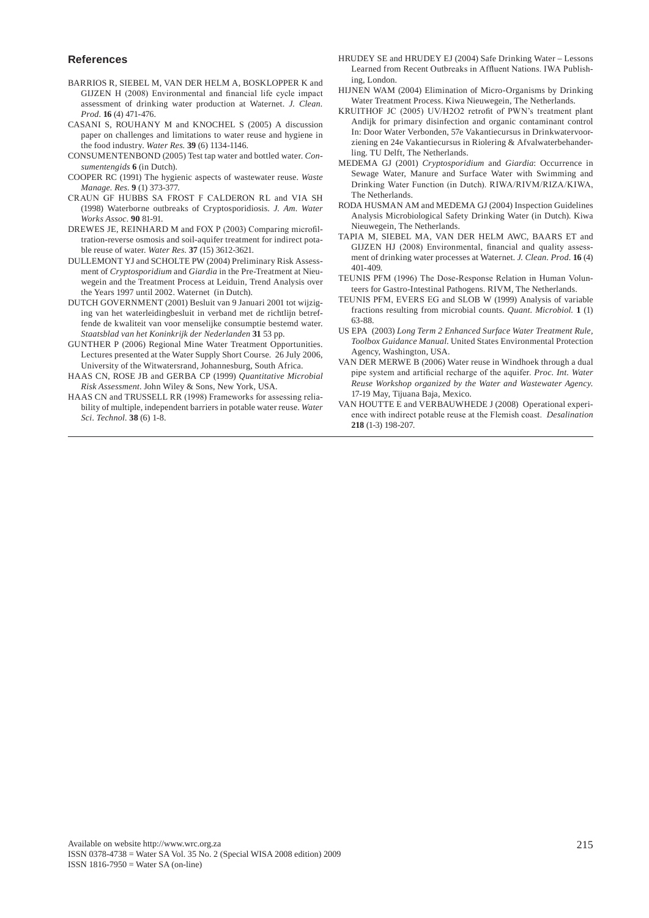## References

BARRIOS R, SIEBEL M, VAN DER HELM A, BOSKLOPPER K and GIJZEN H (2008) Environmental and financial life cycle impact assessment of drinking water production at Waternet. *J. Clean. Prod.* **16** (4) 471-476.

CASANI S, ROUHANY M and KNOCHEL S (2005) A discussion paper on challenges and limitations to water reuse and hygiene in the food industry. *Water Res.* **39** (6) 1134-1146.

CONSUMENTENBOND (2005) Test tap water and bottled water. *Consumentengids* **6** (in Dutch).

COOPER RC (1991) The hygienic aspects of wastewater reuse. *Waste Manage. Res.* **9** (1) 373-377.

CRAUN GF HUBBS SA FROST F CALDERON RL and VIA SH (1998) Waterborne outbreaks of Cryptosporidiosis. *J. Am. Water Works Assoc.* **90** 81-91.

DREWES JE, REINHARD M and FOX P (2003) Comparing microfiltration-reverse osmosis and soil-aquifer treatment for indirect potable reuse of water. *Water Res.* **37** (15) 3612-3621.

DULLEMONT YJ and SCHOLTE PW (2004) Preliminary Risk Assessment of *Cryptosporidium* and *Giardia* in the Pre-Treatment at Nieuwegein and the Treatment Process at Leiduin, Trend Analysis over the Years 1997 until 2002. Waternet (in Dutch).

DUTCH GOVERNMENT (2001) Besluit van 9 Januari 2001 tot wijziging van het waterleidingbesluit in verband met de richtlijn betreffende de kwaliteit van voor menselijke consumptie bestemd water. *Staatsblad van het Koninkrijk der Nederlanden* **31** 53 pp.

GUNTHER P (2006) Regional Mine Water Treatment Opportunities. Lectures presented at the Water Supply Short Course. 26 July 2006, University of the Witwatersrand, Johannesburg, South Africa.

HAAS CN, ROSE JB and GERBA CP (1999) *Quantitative Microbial Risk Assessment.* John Wiley & Sons, New York, USA.

HAAS CN and TRUSSELL RR (1998) Frameworks for assessing reliability of multiple, independent barriers in potable water reuse. *Water Sci. Technol.* **38** (6) 1-8.

HRUDEY SE and HRUDEY EJ (2004) Safe Drinking Water – Lessons Learned from Recent Outbreaks in Affluent Nations. IWA Publishing, London.

HIJNEN WAM (2004) Elimination of Micro-Organisms by Drinking Water Treatment Process. Kiwa Nieuwegein, The Netherlands.

KRUITHOF JC (2005) UV/H2O2 retrofit of PWN's treatment plant Andijk for primary disinfection and organic contaminant control In: Door Water Verbonden, 57e Vakantiecursus in Drinkwatervoorziening en 24e Vakantiecursus in Riolering & Afvalwaterbehanderling. TU Delft, The Netherlands.

MEDEMA GJ (2001) *Cryptosporidium* and *Giardia*: Occurrence in Sewage Water, Manure and Surface Water with Swimming and Drinking Water Function (in Dutch). RIWA/RIVM/RIZA/KIWA, The Netherlands.

RODA HUSMAN AM and MEDEMA GJ (2004) Inspection Guidelines Analysis Microbiological Safety Drinking Water (in Dutch). Kiwa Nieuwegein, The Netherlands.

TAPIA M, SIEBEL MA, VAN DER HELM AWC, BAARS ET and GIJZEN HJ (2008) Environmental, financial and quality assessment of drinking water processes at Waternet. *J. Clean. Prod.* **16** (4) 401-409.

TEUNIS PFM (1996) The Dose-Response Relation in Human Volunteers for Gastro-Intestinal Pathogens. RIVM, The Netherlands.

TEUNIS PFM, EVERS EG and SLOB W (1999) Analysis of variable fractions resulting from microbial counts. *Quant. Microbiol.* **1** (1) 63-88.

US EPA (2003) *Long Term 2 Enhanced Surface Water Treatment Rule, Toolbox Guidance Manual.* United States Environmental Protection Agency, Washington, USA.

VAN DER MERWE B (2006) Water reuse in Windhoek through a dual pipe system and artificial recharge of the aquifer. *Proc. Int. Water Reuse Workshop organized by the Water and Wastewater Agency.* 17-19 May, Tijuana Baja, Mexico.

VAN HOUTTE E and VERBAUWHEDE J (2008) Operational experience with indirect potable reuse at the Flemish coast. *Desalination* **218** (1-3) 198-207.